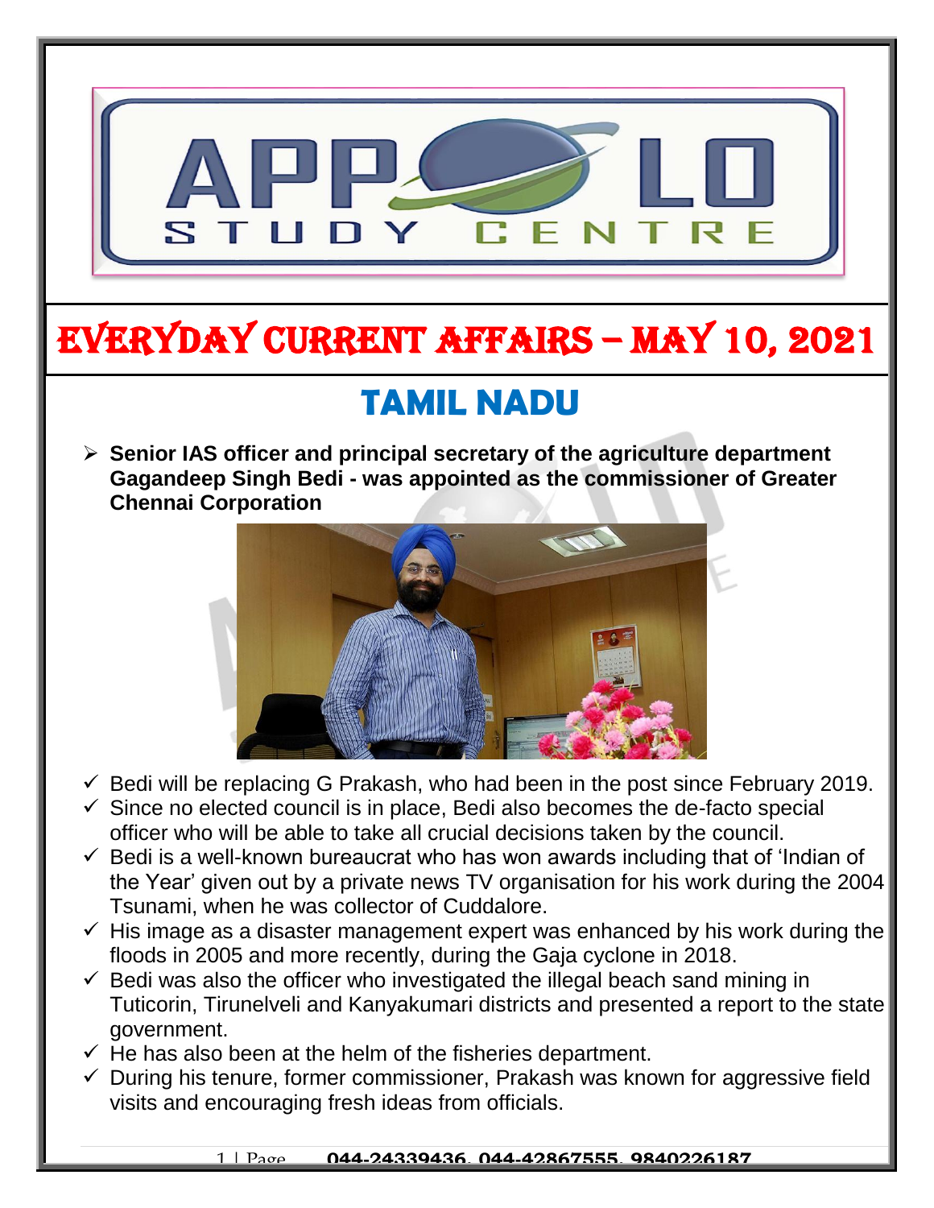# EVERYDAY CURRENT AFFAIRS – MAY 10, 2021

## TAMIL NADU

- **Senior IAS officer and principal secretary of the agriculture department Gagandeep Singh Bedi - was appointed as the commissioner of Greater Chennai Corporation**

- ✓ Bedi will be replacing G Prakash, who had been in the post since February 2019.
- ✓ Since no elected council is in place, Bedi also becomes the de-facto special officer who will be able to take all crucial decisions taken by the council.
- ✓ Bedi is a well-known bureaucrat who has won awards including that of 'Indian of the Year' given out by a private news TV organisation for his work during the 2004 Tsunami, when he was collector of Cuddalore.
- ✓ His image as a disaster management expert was enhanced by his work during the floods in 2005 and more recently, during the Gaja cyclone in 2018.
- ✓ Bedi was also the officer who investigated the illegal beach sand mining in Tuticorin, Tirunelveli and Kanyakumari districts and presented a report to the state government.
- ✓ He has also been at the helm of the fisheries department.
- ✓ During his tenure, former commissioner, Prakash was known for aggressive field visits and encouraging fresh ideas from officials.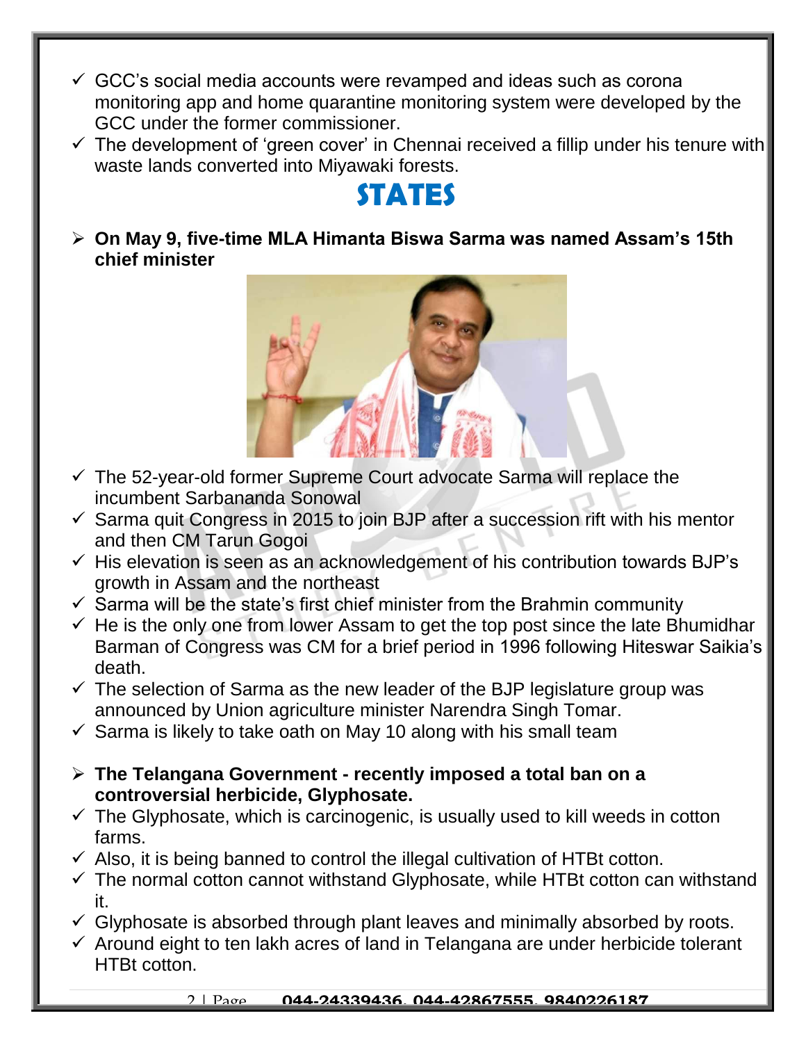- GCC's social media accounts were revamped and ideas such as corona monitoring app and home quarantine monitoring system were developed by the GCC under the former commissioner.
- The development of 'green cover' in Chennai received a fillip under his tenure with waste lands converted into Miyawaki forests.

# STATES

- **On May 9, five-time MLA Himanta Biswa Sarma was named Assam's 15th chief minister**

- The 52-year-old former Supreme Court advocate Sarma will replace the incumbent Sarbananda Sonowal
- Sarma quit Congress in 2015 to join BJP after a succession rift with his mentor and then CM Tarun Gogoi
- His elevation is seen as an acknowledgement of his contribution towards BJP's growth in Assam and the northeast
- Sarma will be the state's first chief minister from the Brahmin community
- He is the only one from lower Assam to get the top post since the late Bhumidhar Barman of Congress was CM for a brief period in 1996 following Hiteswar Saikia's death.
- The selection of Sarma as the new leader of the BJP legislature group was announced by Union agriculture minister Narendra Singh Tomar.
- Sarma is likely to take oath on May 10 along with his small team

- **The Telangana Government - recently imposed a total ban on a controversial herbicide, Glyphosate.**

- The Glyphosate, which is carcinogenic, is usually used to kill weeds in cotton farms.
- Also, it is being banned to control the illegal cultivation of HTBt cotton.
- The normal cotton cannot withstand Glyphosate, while HTBt cotton can withstand it.
- Glyphosate is absorbed through plant leaves and minimally absorbed by roots.
- Around eight to ten lakh acres of land in Telangana are under herbicide tolerant HTBt cotton.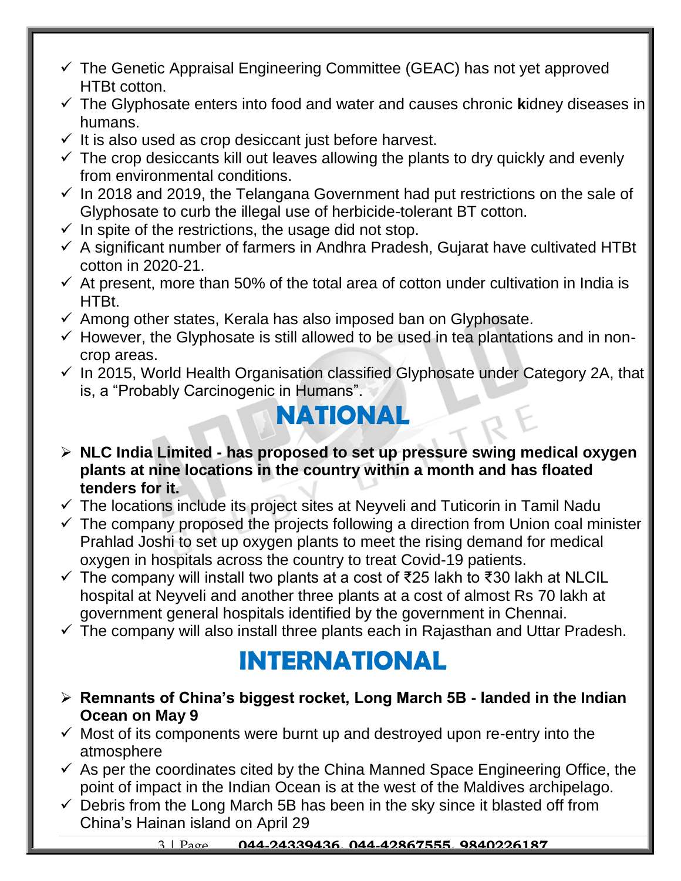- The Genetic Appraisal Engineering Committee (GEAC) has not yet approved HTBt cotton.
- The Glyphosate enters into food and water and causes chronic **k**idney diseases in humans.
- It is also used as crop desiccant just before harvest.
- The crop desiccants kill out leaves allowing the plants to dry quickly and evenly from environmental conditions.
- In 2018 and 2019, the Telangana Government had put restrictions on the sale of Glyphosate to curb the illegal use of herbicide-tolerant BT cotton.
- In spite of the restrictions, the usage did not stop.
- A significant number of farmers in Andhra Pradesh, Gujarat have cultivated HTBt cotton in 2020-21.
- At present, more than 50% of the total area of cotton under cultivation in India is HTBt.
- Among other states, Kerala has also imposed ban on Glyphosate.
- However, the Glyphosate is still allowed to be used in tea plantations and in non-crop areas.
- In 2015, World Health Organisation classified Glyphosate under Category 2A, that is, a "Probably Carcinogenic in Humans".

# NATIONAL

- **NLC India Limited - has proposed to set up pressure swing medical oxygen plants at nine locations in the country within a month and has floated tenders for it.**
- The locations include its project sites at Neyveli and Tuticorin in Tamil Nadu
- The company proposed the projects following a direction from Union coal minister Prahlad Joshi to set up oxygen plants to meet the rising demand for medical oxygen in hospitals across the country to treat Covid-19 patients.
- The company will install two plants at a cost of ₹25 lakh to ₹30 lakh at NLCIL hospital at Neyveli and another three plants at a cost of almost Rs 70 lakh at government general hospitals identified by the government in Chennai.
- The company will also install three plants each in Rajasthan and Uttar Pradesh.

# INTERNATIONAL

- **Remnants of China's biggest rocket, Long March 5B - landed in the Indian Ocean on May 9**
- Most of its components were burnt up and destroyed upon re-entry into the atmosphere
- As per the coordinates cited by the China Manned Space Engineering Office, the point of impact in the Indian Ocean is at the west of the Maldives archipelago.
- Debris from the Long March 5B has been in the sky since it blasted off from China's Hainan island on April 29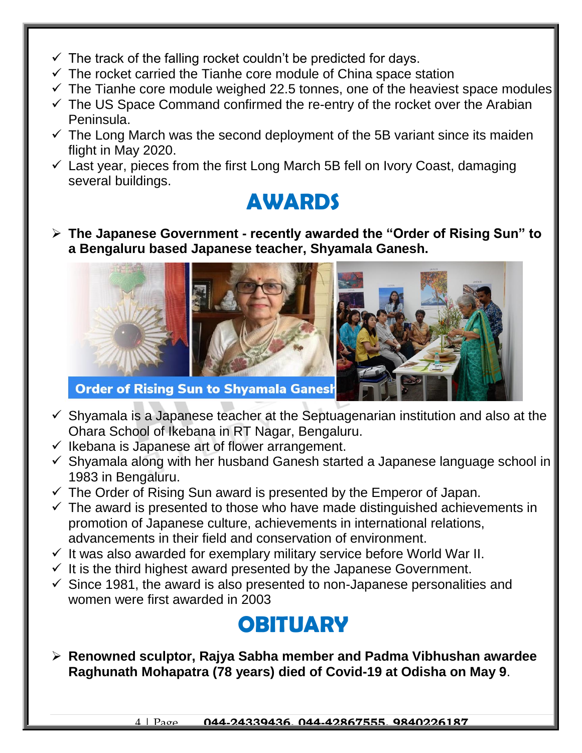- ✓ The track of the falling rocket couldn't be predicted for days.
- ✓ The rocket carried the Tianhe core module of China space station
- ✓ The Tianhe core module weighed 22.5 tonnes, one of the heaviest space modules
- ✓ The US Space Command confirmed the re-entry of the rocket over the Arabian Peninsula.
- ✓ The Long March was the second deployment of the 5B variant since its maiden flight in May 2020.
- ✓ Last year, pieces from the first Long March 5B fell on Ivory Coast, damaging several buildings.

# AWARDS

- ➢ **The Japanese Government - recently awarded the "Order of Rising Sun" to a Bengaluru based Japanese teacher, Shyamala Ganesh.**

Order of Rising Sun to Shyamala Ganesh

- ✓ Shyamala is a Japanese teacher at the Septuagenarian institution and also at the Ohara School of Ikebana in RT Nagar, Bengaluru.
- ✓ Ikebana is Japanese art of flower arrangement.
- ✓ Shyamala along with her husband Ganesh started a Japanese language school in 1983 in Bengaluru.
- ✓ The Order of Rising Sun award is presented by the Emperor of Japan.
- ✓ The award is presented to those who have made distinguished achievements in promotion of Japanese culture, achievements in international relations, advancements in their field and conservation of environment.
- ✓ It was also awarded for exemplary military service before World War II.
- ✓ It is the third highest award presented by the Japanese Government.
- ✓ Since 1981, the award is also presented to non-Japanese personalities and women were first awarded in 2003

# OBITUARY

- ➢ **Renowned sculptor, Rajya Sabha member and Padma Vibhushan awardee Raghunath Mohapatra (78 years) died of Covid-19 at Odisha on May 9**.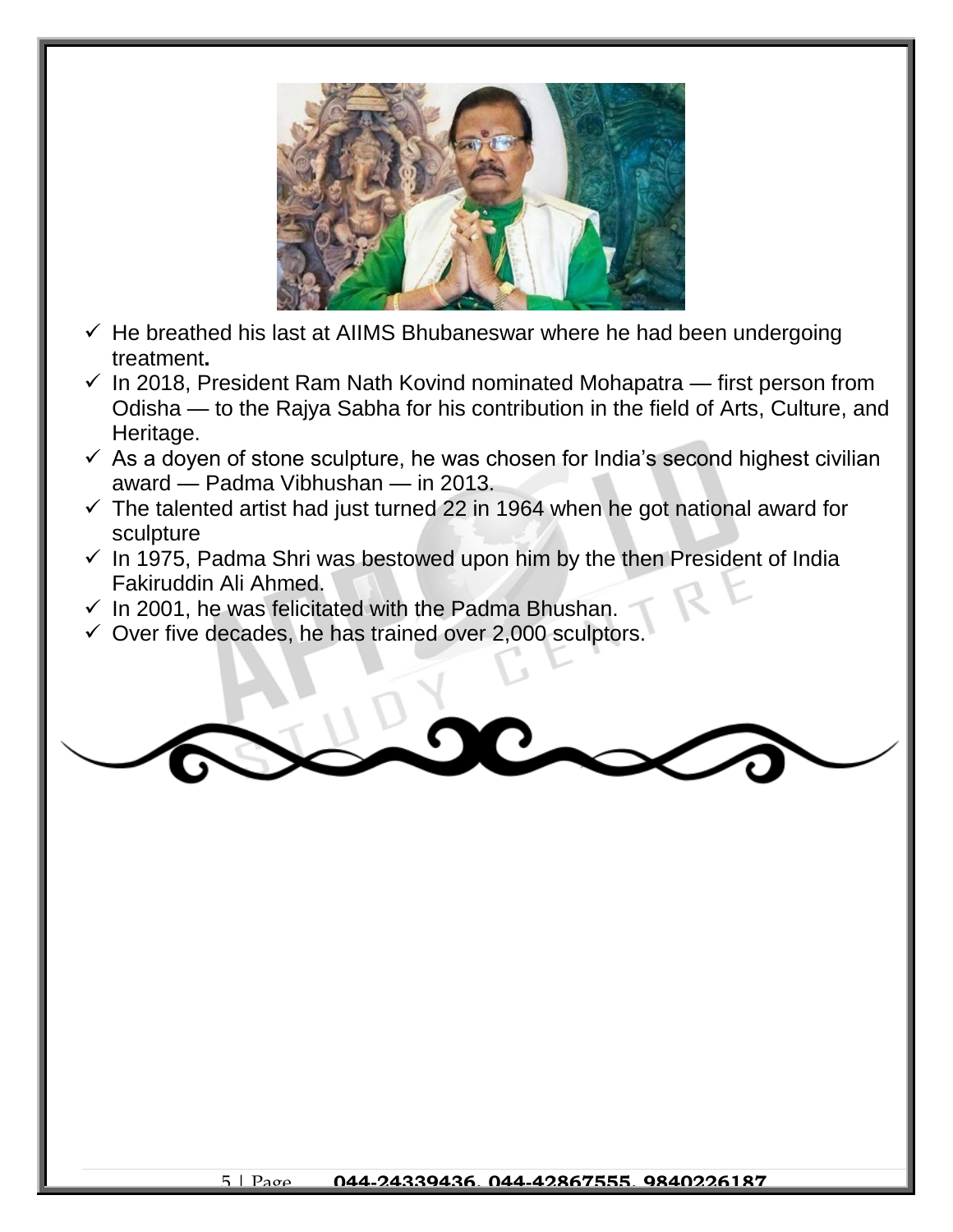- ✓ He breathed his last at AIIMS Bhubaneswar where he had been undergoing treatment**.**
- ✓ In 2018, President Ram Nath Kovind nominated Mohapatra — first person from Odisha — to the Rajya Sabha for his contribution in the field of Arts, Culture, and Heritage.
- ✓ As a doyen of stone sculpture, he was chosen for India's second highest civilian award — Padma Vibhushan — in 2013.
- ✓ The talented artist had just turned 22 in 1964 when he got national award for sculpture
- ✓ In 1975, Padma Shri was bestowed upon him by the then President of India Fakiruddin Ali Ahmed.
- ✓ In 2001, he was felicitated with the Padma Bhushan.
- ✓ Over five decades, he has trained over 2,000 sculptors.